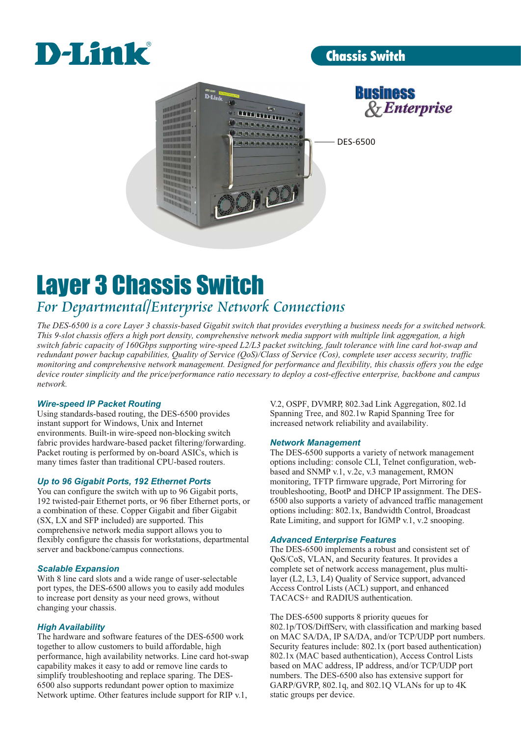D-Link

Chassis Switch

Business & Enterprise

DES-6500

# Layer 3 Chassis Switch

## *For Departmental/Enterprise Network Connections*

*The DES-6500 is a core Layer 3 chassis-based Gigabit switch that provides everything a business needs for a switched network. This 9-slot chassis offers a high port density, comprehensive network media support with multiple link aggregation, a high switch fabric capacity of 160Gbps supporting wire-speed L2/L3 packet switching, fault tolerance with line card hot-swap and redundant power backup capabilities, Quality of Service (QoS)/Class of Service (Cos), complete user access security, traffic monitoring and comprehensive network management. Designed for performance and flexibility, this chassis offers you the edge device router simplicity and the price/performance ratio necessary to deploy a cost-effective enterprise, backbone and campus network.*

### *Wire-speed IP Packet Routing*

Using standards-based routing, the DES-6500 provides instant support for Windows, Unix and Internet environments. Built-in wire-speed non-blocking switch fabric provides hardware-based packet filtering/forwarding. Packet routing is performed by on-board ASICs, which is many times faster than traditional CPU-based routers.

### *Up to 96 Gigabit Ports, 192 Ethernet Ports*

You can configure the switch with up to 96 Gigabit ports, 192 twisted-pair Ethernet ports, or 96 fiber Ethernet ports, or a combination of these. Copper Gigabit and fiber Gigabit (SX, LX and SFP included) are supported. This comprehensive network media support allows you to flexibly configure the chassis for workstations, departmental server and backbone/campus connections.

### *Scalable Expansion*

With 8 line card slots and a wide range of user-selectable port types, the DES-6500 allows you to easily add modules to increase port density as your need grows, without changing your chassis.

### *High Availability*

The hardware and software features of the DES-6500 work together to allow customers to build affordable, high performance, high availability networks. Line card hot-swap capability makes it easy to add or remove line cards to simplify troubleshooting and replace sparing. The DES-6500 also supports redundant power option to maximize Network uptime. Other features include support for RIP v.1, V.2, OSPF, DVMRP, 802.3ad Link Aggregation, 802.1d Spanning Tree, and 802.1w Rapid Spanning Tree for increased network reliability and availability.

### *Network Management*

The DES-6500 supports a variety of network management options including: console CLI, Telnet configuration, web-based and SNMP v.1, v.2c, v.3 management, RMON monitoring, TFTP firmware upgrade, Port Mirroring for troubleshooting, BootP and DHCP IP assignment. The DES-6500 also supports a variety of advanced traffic management options including: 802.1x, Bandwidth Control, Broadcast Rate Limiting, and support for IGMP v.1, v.2 snooping.

### *Advanced Enterprise Features*

The DES-6500 implements a robust and consistent set of QoS/CoS, VLAN, and Security features. It provides a complete set of network access management, plus multi-layer (L2, L3, L4) Quality of Service support, advanced Access Control Lists (ACL) support, and enhanced TACACS+ and RADIUS authentication.

The DES-6500 supports 8 priority queues for 802.1p/TOS/DiffServ, with classification and marking based on MAC SA/DA, IP SA/DA, and/or TCP/UDP port numbers. Security features include: 802.1x (port based authentication) 802.1x (MAC based authentication), Access Control Lists based on MAC address, IP address, and/or TCP/UDP port numbers. The DES-6500 also has extensive support for GARP/GVRP, 802.1q, and 802.1Q VLANs for up to 4K static groups per device.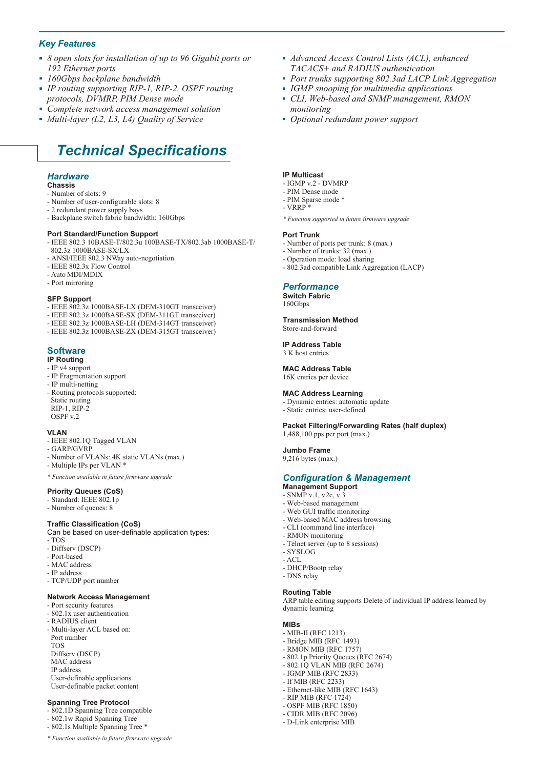## Key Features

- *8 open slots for installation of up to 96 Gigabit ports or 192 Ethernet ports*
- *160Gbps backplane bandwidth*
- *IP routing supporting RIP-1, RIP-2, OSPF routing protocols, DVMRP, PIM Dense mode*
- *Complete network access management solution*
- *Multi-layer (L2, L3, L4) Quality of Service*
- *Advanced Access Control Lists (ACL), enhanced TACACS+ and RADIUS authentication*
- *Port trunks supporting 802.3ad LACP Link Aggregation*
- *IGMP snooping for multimedia applications*
- *CLI, Web-based and SNMP management, RMON monitoring*
- *Optional redundant power support*

# Technical Specifications

## Hardware

**Chassis**
- Number of slots: 9
- Number of user-configurable slots: 8
- 2 redundant power supply bays
- Backplane switch fabric bandwidth: 160Gbps

**Port Standard/Function Support**
- IEEE 802.3 10BASE-T/802.3u 100BASE-TX/802.3ab 1000BASE-T/ 802.3z 1000BASE-SX/LX
- ANSI/IEEE 802.3 NWay auto-negotiation
- IEEE 802.3x Flow Control
- Auto MDI/MDIX
- Port mirroring

**SFP Support**
- IEEE 802.3z 1000BASE-LX (DEM-310GT transceiver)
- IEEE 802.3z 1000BASE-SX (DEM-311GT transceiver)
- IEEE 802.3z 1000BASE-LH (DEM-314GT transceiver)
- IEEE 802.3z 1000BASE-ZX (DEM-315GT transceiver)

## Software

**IP Routing**
- IP v4 support
- IP Fragmentation support
- IP multi-netting
- Routing protocols supported:
  Static routing
  RIP-1, RIP-2
  OSPF v.2

**VLAN**
- IEEE 802.1Q Tagged VLAN
- GARP/GVRP
- Number of VLANs: 4K static VLANs (max.)
- Multiple IPs per VLAN *

*\* Function available in future firmware upgrade*

**Priority Queues (CoS)**
- Standard: IEEE 802.1p
- Number of queues: 8

**Traffic Classification (CoS)**
Can be based on user-definable application types:
- TOS
- Diffserv (DSCP)
- Port-based
- MAC address
- IP address
- TCP/UDP port number

**Network Access Management**
- Port security features
- 802.1x user authentication
- RADIUS client
- Multi-layer ACL based on:
  Port number
  TOS
  Diffserv (DSCP)
  MAC address
  IP address
  User-definable applications
  User-definable packet content

**Spanning Tree Protocol**
- 802.1D Spanning Tree compatible
- 802.1w Rapid Spanning Tree
- 802.1s Multiple Spanning Tree *

*\* Function available in future firmware upgrade*

**IP Multicast**
- IGMP v.2 - DVMRP
- PIM Dense mode
- PIM Sparse mode *
- VRRP *

*\* Function supported in future firmware upgrade*

**Port Trunk**
- Number of ports per trunk: 8 (max.)
- Number of trunks: 32 (max.)
- Operation mode: load sharing
- 802.3ad compatible Link Aggregation (LACP)

## Performance

**Switch Fabric**
160Gbps

**Transmission Method**
Store-and-forward

**IP Address Table**
3 K host entries

**MAC Address Table**
16K entries per device

**MAC Address Learning**
- Dynamic entries: automatic update
- Static entries: user-defined

**Packet Filtering/Forwarding Rates (half duplex)**
1,488,100 pps per port (max.)

**Jumbo Frame**
9,216 bytes (max.)

## Configuration & Management

**Management Support**
- SNMP v.1, v.2c, v.3
- Web-based management
- Web GUI traffic monitoring
- Web-based MAC address browsing
- CLI (command line interface)
- RMON monitoring
- Telnet server (up to 8 sessions)
- SYSLOG
- ACL
- DHCP/Bootp relay
- DNS relay

**Routing Table**
ARP table editing supports Delete of individual IP address learned by dynamic learning

**MIBs**
- MIB-II (RFC 1213)
- Bridge MIB (RFC 1493)
- RMON MIB (RFC 1757)
- 802.1p Priority Queues (RFC 2674)
- 802.1Q VLAN MIB (RFC 2674)
- IGMP MIB (RFC 2833)
- If MIB (RFC 2233)
- Ethernet-like MIB (RFC 1643)
- RIP MIB (RFC 1724)
- OSPF MIB (RFC 1850)
- CIDR MIB (RFC 2096)
- D-Link enterprise MIB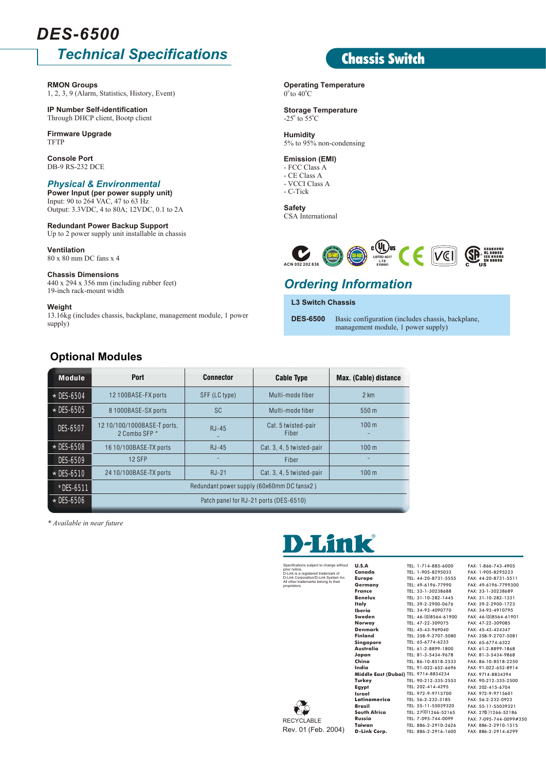# DES-6500

## Technical Specifications

**Chassis Switch**

**RMON Groups**
1, 2, 3, 9 (Alarm, Statistics, History, Event)

**IP Number Self-identification**
Through DHCP client, Bootp client

**Firmware Upgrade**
TFTP

**Console Port**
DB-9 RS-232 DCE

### *Physical & Environmental*

**Power Input (per power supply unit)**
Input: 90 to 264 VAC, 47 to 63 Hz
Output: 3.3VDC, 4 to 80A; 12VDC, 0.1 to 2A

**Redundant Power Backup Support**
Up to 2 power supply unit installable in chassis

**Ventilation**
80 x 80 mm DC fans x 4

**Chassis Dimensions**
440 x 294 x 356 mm (including rubber feet)
19-inch rack-mount width

**Weight**
13.16kg (includes chassis, backplane, management module, 1 power supply)

**Operating Temperature**
0°to 40°C

**Storage Temperature**
-25° to 55°C

**Humidity**
5% to 95% non-condensing

**Emission (EMI)**
- FCC Class A
- CE Class A
- VCCI Class A
- C-Tick

**Safety**
CSA International

ACN 052 202 838 LISTED 4G17 L.T.E E150561 CSA60950 UL 60950 IEC 60950 EN 60950

## *Ordering Information*

**L3 Switch Chassis**

| | |
|---|---|
| **DES-6500** | Basic configuration (includes chassis, backplane, management module, 1 power supply) |

## Optional Modules

| Module | Port | Connector | Cable Type | Max. (Cable) distance |
|---|---|---|---|---|
| * DES-6504 | 12 100BASE-FX ports | SFF (LC type) | Multi-mode fiber | 2 km |
| * DES-6505 | 8 1000BASE-SX ports | SC | Multi-mode fiber | 550 m |
| DES-6507 | 12 10/100/1000BASE-T ports, 2 Combo SFP * | RJ-45<br>- | Cat. 5 twisted-pair<br>Fiber | 100 m<br>- |
| * DES-6508 | 16 10/100BASE-TX ports | RJ-45 | Cat. 3, 4, 5 twisted-pair | 100 m |
| DES-6509 | 12 SFP | - | Fiber | - |
| * DES-6510 | 24 10/100BASE-TX ports | RJ-21 | Cat. 3, 4, 5 twisted-pair | 100 m |
| * DES-6511 | Redundant power supply (60x60mm DC fansx2 ) | | | |
| * DES-6506 | Patch panel for RJ-21 ports (DES-6510) | | | |

*\* Available in near future*

D-Link

Specifications subject to change without prior notice.
D-Link is a registered trademark of D-Link Corporation/D-Link System Inc.
All other trademarks belong to their proprietors.

| | | |
|---|---|---|
| **U.S.A** | TEL: 1-714-885-6000 | FAX: 1-866-743-4905 |
| **Canada** | TEL: 1-905-8295033 | FAX: 1-905-8295223 |
| **Europe** | TEL: 44-20-8731-5555 | FAX: 44-20-8731-5511 |
| **Germany** | TEL: 49-6196-77990 | FAX: 49-6196-7799300 |
| **France** | TEL: 33-1-30238688 | FAX: 33-1-30238689 |
| **Benelux** | TEL: 31-10-282-1445 | FAX: 31-10-282-1331 |
| **Italy** | TEL: 39-2-2900-0676 | FAX: 39-2-2900-1723 |
| **Iberia** | TEL: 34-93-4090770 | FAX: 34-93-4910795 |
| **Sweden** | TEL: 46-(0)8564-61900 | FAX: 46-(0)8564-61901 |
| **Norway** | TEL: 47-22-309075 | FAX: 47-22-309085 |
| **Denmark** | TEL: 45-43-969040 | FAX: 45-43-424347 |
| **Finland** | TEL: 358-9-2707-5080 | FAX: 358-9-2707-5081 |
| **Singapore** | TEL: 65-6774-6233 | FAX: 65-6774-6322 |
| **Australia** | TEL: 61-2-8899-1800 | FAX: 61-2-8899-1868 |
| **Japan** | TEL: 81-3-5434-9678 | FAX: 81-3-5434-9868 |
| **China** | TEL: 86-10-8518-2533 | FAX: 86-10-8518-2250 |
| **India** | TEL: 91-022-652-6696 | FAX: 91-022-652-8914 |
| **Middle East (Dubai)** | TEL: 9714-8834234 | FAX: 9714-8834394 |
| **Turkey** | TEL: 90-212-335-2553 | FAX: 90-212-335-2500 |
| **Egypt** | TEL: 202-414-4295 | FAX: 202-415-6704 |
| **Israel** | TEL: 972-9-9715700 | FAX: 972-9-9715601 |
| **Latinamerica** | TEL: 56-2-232-3185 | FAX: 56-2-232-0923 |
| **Brasil** | TEL: 55-11-55039320 | FAX: 55-11-55039321 |
| **South Africa** | TEL: 27(0)1266-52165 | FAX: 27(0)1266-52186 |
| **Russia** | TEL: 7-095-744-0099 | FAX: 7-095-744-0099#350 |
| **Taiwan** | TEL: 886-2-2910-2626 | FAX: 886-2-2910-1515 |
| **D-Link Corp.** | TEL: 886-2-2916-1600 | FAX: 886-2-2914-6299 |

RECYCLABLE

Rev. 01 (Feb. 2004)